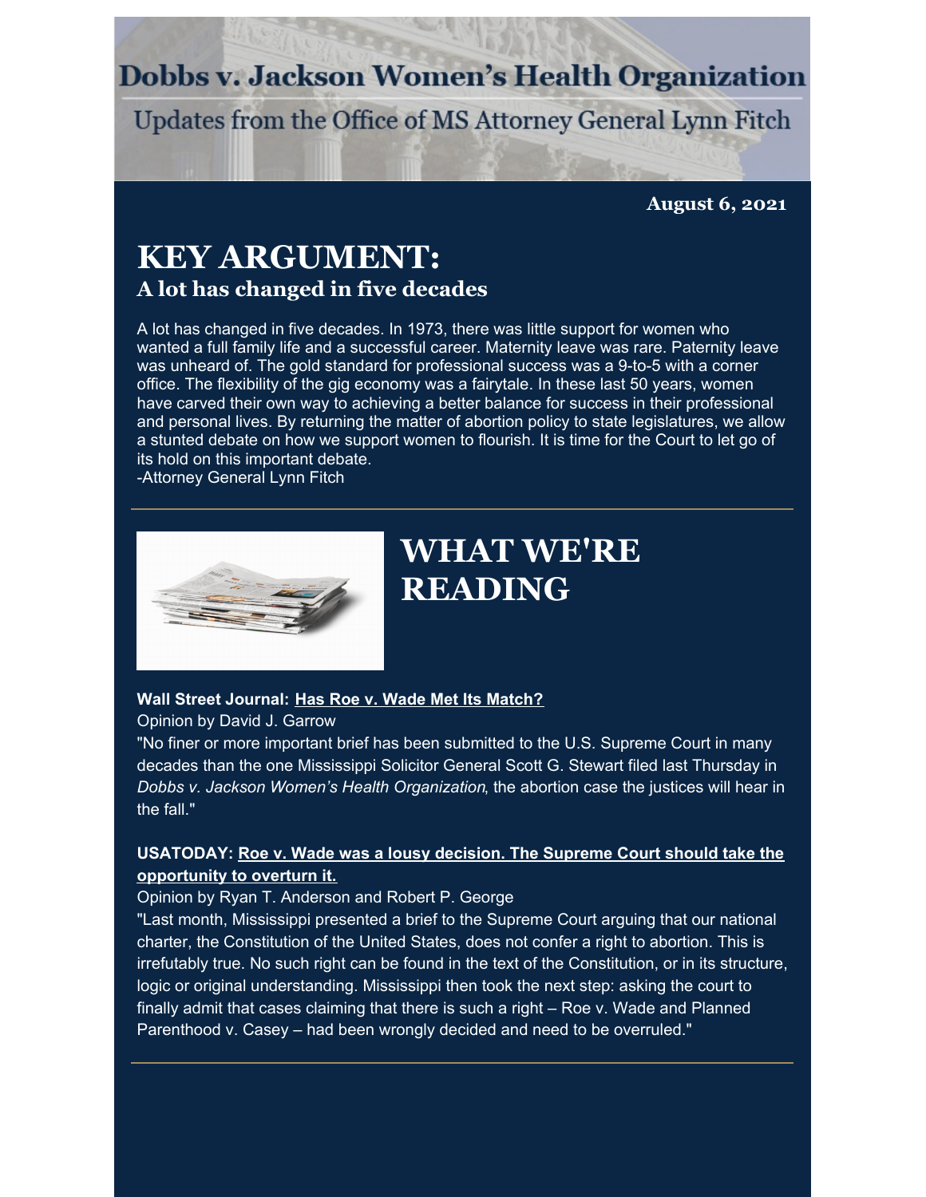# Dobbs v. Jackson Women's Health Organization

Updates from the Office of MS Attorney General Lynn Fitch

**August 6, 2021**

## KEY ARGUMENT:

### A lot has changed in five decades

A lot has changed in five decades. In 1973, there was little support for women who wanted a full family life and a successful career. Maternity leave was rare. Paternity leave was unheard of. The gold standard for professional success was a 9-to-5 with a corner office. The flexibility of the gig economy was a fairytale. In these last 50 years, women have carved their own way to achieving a better balance for success in their professional and personal lives. By returning the matter of abortion policy to state legislatures, we allow a stunted debate on how we support women to flourish. It is time for the Court to let go of its hold on this important debate.
-Attorney General Lynn Fitch

---

## WHAT WE'RE READING

**Wall Street Journal: Has Roe v. Wade Met Its Match?**

Opinion by David J. Garrow

"No finer or more important brief has been submitted to the U.S. Supreme Court in many decades than the one Mississippi Solicitor General Scott G. Stewart filed last Thursday in *Dobbs v. Jackson Women's Health Organization*, the abortion case the justices will hear in the fall."

**USATODAY: Roe v. Wade was a lousy decision. The Supreme Court should take the opportunity to overturn it.**

Opinion by Ryan T. Anderson and Robert P. George

"Last month, Mississippi presented a brief to the Supreme Court arguing that our national charter, the Constitution of the United States, does not confer a right to abortion. This is irrefutably true. No such right can be found in the text of the Constitution, or in its structure, logic or original understanding. Mississippi then took the next step: asking the court to finally admit that cases claiming that there is such a right – Roe v. Wade and Planned Parenthood v. Casey – had been wrongly decided and need to be overruled."

---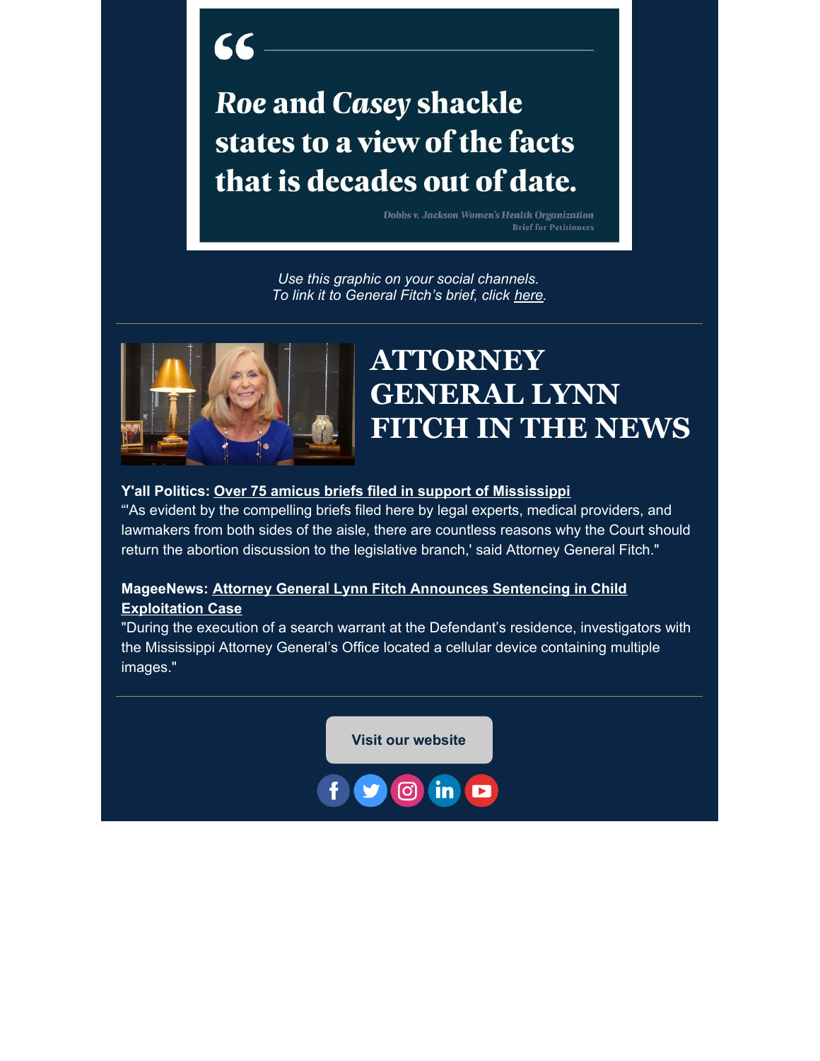> ***Roe* and *Casey* shackle states to a view of the facts that is decades out of date.**
>
> *Dobbs v. Jackson Women's Health Organization*
> Brief for Petitioners

*Use this graphic on your social channels.*
*To link it to General Fitch's brief, click here.*

---

# ATTORNEY GENERAL LYNN FITCH IN THE NEWS

**Y'all Politics: Over 75 amicus briefs filed in support of Mississippi**
"'As evident by the compelling briefs filed here by legal experts, medical providers, and lawmakers from both sides of the aisle, there are countless reasons why the Court should return the abortion discussion to the legislative branch,' said Attorney General Fitch."

**MageeNews: Attorney General Lynn Fitch Announces Sentencing in Child Exploitation Case**
"During the execution of a search warrant at the Defendant's residence, investigators with the Mississippi Attorney General's Office located a cellular device containing multiple images."

---

Visit our website